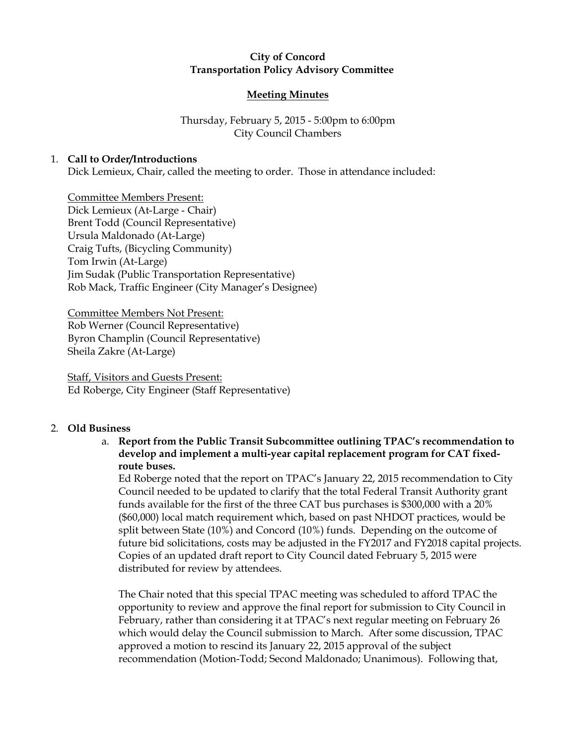**City of Concord**
**Transportation Policy Advisory Committee**

**Meeting Minutes**

Thursday, February 5, 2015 - 5:00pm to 6:00pm
City Council Chambers

1. **Call to Order/Introductions**
   Dick Lemieux, Chair, called the meeting to order. Those in attendance included:

   Committee Members Present:
   Dick Lemieux (At-Large - Chair)
   Brent Todd (Council Representative)
   Ursula Maldonado (At-Large)
   Craig Tufts, (Bicycling Community)
   Tom Irwin (At-Large)
   Jim Sudak (Public Transportation Representative)
   Rob Mack, Traffic Engineer (City Manager's Designee)

   Committee Members Not Present:
   Rob Werner (Council Representative)
   Byron Champlin (Council Representative)
   Sheila Zakre (At-Large)

   Staff, Visitors and Guests Present:
   Ed Roberge, City Engineer (Staff Representative)

2. **Old Business**
   a. **Report from the Public Transit Subcommittee outlining TPAC's recommendation to develop and implement a multi-year capital replacement program for CAT fixed-route buses.**
   Ed Roberge noted that the report on TPAC's January 22, 2015 recommendation to City Council needed to be updated to clarify that the total Federal Transit Authority grant funds available for the first of the three CAT bus purchases is $300,000 with a 20% ($60,000) local match requirement which, based on past NHDOT practices, would be split between State (10%) and Concord (10%) funds. Depending on the outcome of future bid solicitations, costs may be adjusted in the FY2017 and FY2018 capital projects. Copies of an updated draft report to City Council dated February 5, 2015 were distributed for review by attendees.

   The Chair noted that this special TPAC meeting was scheduled to afford TPAC the opportunity to review and approve the final report for submission to City Council in February, rather than considering it at TPAC's next regular meeting on February 26 which would delay the Council submission to March. After some discussion, TPAC approved a motion to rescind its January 22, 2015 approval of the subject recommendation (Motion-Todd; Second Maldonado; Unanimous). Following that,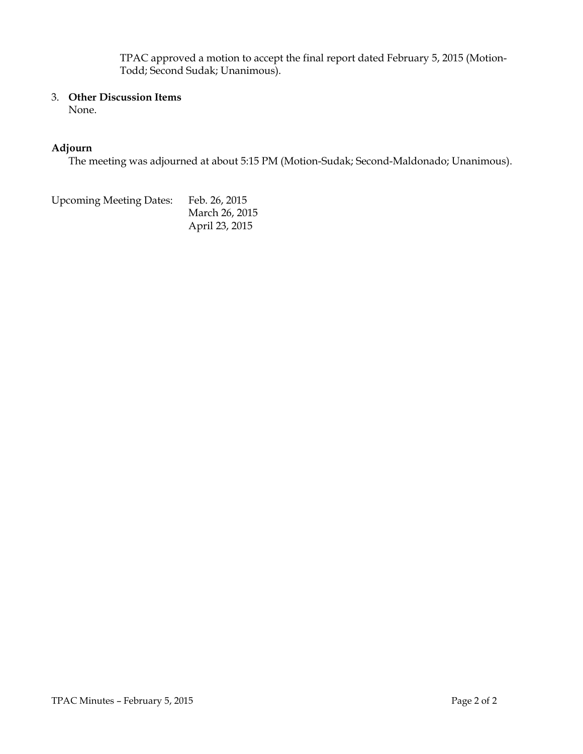TPAC approved a motion to accept the final report dated February 5, 2015 (Motion-Todd; Second Sudak; Unanimous).

3. **Other Discussion Items**
   None.

**Adjourn**

The meeting was adjourned at about 5:15 PM (Motion-Sudak; Second-Maldonado; Unanimous).

Upcoming Meeting Dates: Feb. 26, 2015
March 26, 2015
April 23, 2015